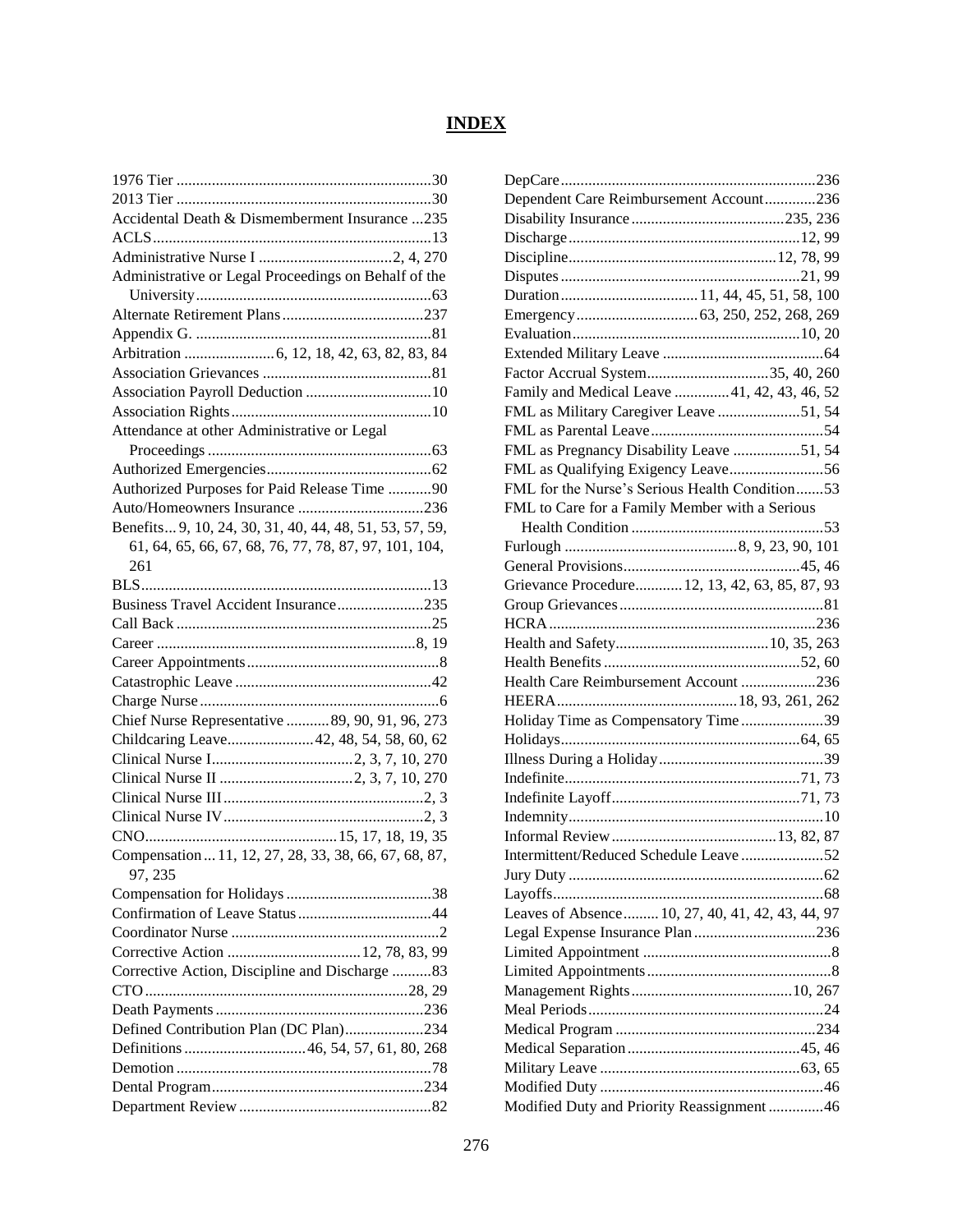# INDEX

1976 Tier ........................................................................30
2013 Tier ........................................................................30
Accidental Death & Dismemberment Insurance ...235
ACLS..............................................................................13
Administrative Nurse I ..................................2, 4, 270
Administrative or Legal Proceedings on Behalf of the University..........................................................................63
Alternate Retirement Plans....................................237
Appendix G. ...................................................................81
Arbitration .......................6, 12, 18, 42, 63, 82, 83, 84
Association Grievances ...........................................81
Association Payroll Deduction ................................10
Association Rights...................................................10
Attendance at other Administrative or Legal Proceedings .........................................................63
Authorized Emergencies..........................................62
Authorized Purposes for Paid Release Time ...........90
Auto/Homeowners Insurance ................................236
Benefits... 9, 10, 24, 30, 31, 40, 44, 48, 51, 53, 57, 59, 61, 64, 65, 66, 67, 68, 76, 77, 78, 87, 97, 101, 104, 261
BLS..........................................................................13
Business Travel Accident Insurance......................235
Call Back .................................................................25
Career ..................................................................8, 19
Career Appointments.................................................8
Catastrophic Leave ..................................................42
Charge Nurse .............................................................6
Chief Nurse Representative ...........89, 90, 91, 96, 273
Childcaring Leave......................42, 48, 54, 58, 60, 62
Clinical Nurse I...................................2, 3, 7, 10, 270
Clinical Nurse II ..................................2, 3, 7, 10, 270
Clinical Nurse III...................................................2, 3
Clinical Nurse IV...................................................2, 3
CNO.................................................15, 17, 18, 19, 35
Compensation ... 11, 12, 27, 28, 33, 38, 66, 67, 68, 87, 97, 235
Compensation for Holidays .....................................38
Confirmation of Leave Status..................................44
Coordinator Nurse .....................................................2
Corrective Action ..................................12, 78, 83, 99
Corrective Action, Discipline and Discharge ..........83
CTO.....................................................................28, 29
Death Payments .....................................................236
Defined Contribution Plan (DC Plan)....................234
Definitions...............................46, 54, 57, 61, 80, 268
Demotion ................................................................78
Dental Program......................................................234
Department Review .................................................82
DepCare................................................................236
Dependent Care Reimbursement Account.............236
Disability Insurance .......................................235, 236
Discharge ...........................................................12, 99
Discipline.....................................................12, 78, 99
Disputes .............................................................21, 99
Duration ...................................11, 44, 45, 51, 58, 100
Emergency...............................63, 250, 252, 268, 269
Evaluation..........................................................10, 20
Extended Military Leave .........................................64
Factor Accrual System...............................35, 40, 260
Family and Medical Leave ..............41, 42, 43, 46, 52
FML as Military Caregiver Leave .....................51, 54
FML as Parental Leave............................................54
FML as Pregnancy Disability Leave .................51, 54
FML as Qualifying Exigency Leave........................56
FML for the Nurse's Serious Health Condition.......53
FML to Care for a Family Member with a Serious Health Condition .................................................53
Furlough ............................................8, 9, 23, 90, 101
General Provisions.............................................45, 46
Grievance Procedure............12, 13, 42, 63, 85, 87, 93
Group Grievances....................................................81
HCRA....................................................................236
Health and Safety.......................................10, 35, 263
Health Benefits ..................................................52, 60
Health Care Reimbursement Account ...................236
HEERA.............................................18, 93, 261, 262
Holiday Time as Compensatory Time.....................39
Holidays.............................................................64, 65
Illness During a Holiday..........................................39
Indefinite............................................................71, 73
Indefinite Layoff................................................71, 73
Indemnity................................................................10
Informal Review..........................................13, 82, 87
Intermittent/Reduced Schedule Leave .....................52
Jury Duty ................................................................62
Layoffs....................................................................68
Leaves of Absence.........10, 27, 40, 41, 42, 43, 44, 97
Legal Expense Insurance Plan ...............................236
Limited Appointment ................................................8
Limited Appointments...............................................8
Management Rights.........................................10, 267
Meal Periods............................................................24
Medical Program ...................................................234
Medical Separation ............................................45, 46
Military Leave ...................................................63, 65
Modified Duty .........................................................46
Modified Duty and Priority Reassignment ..............46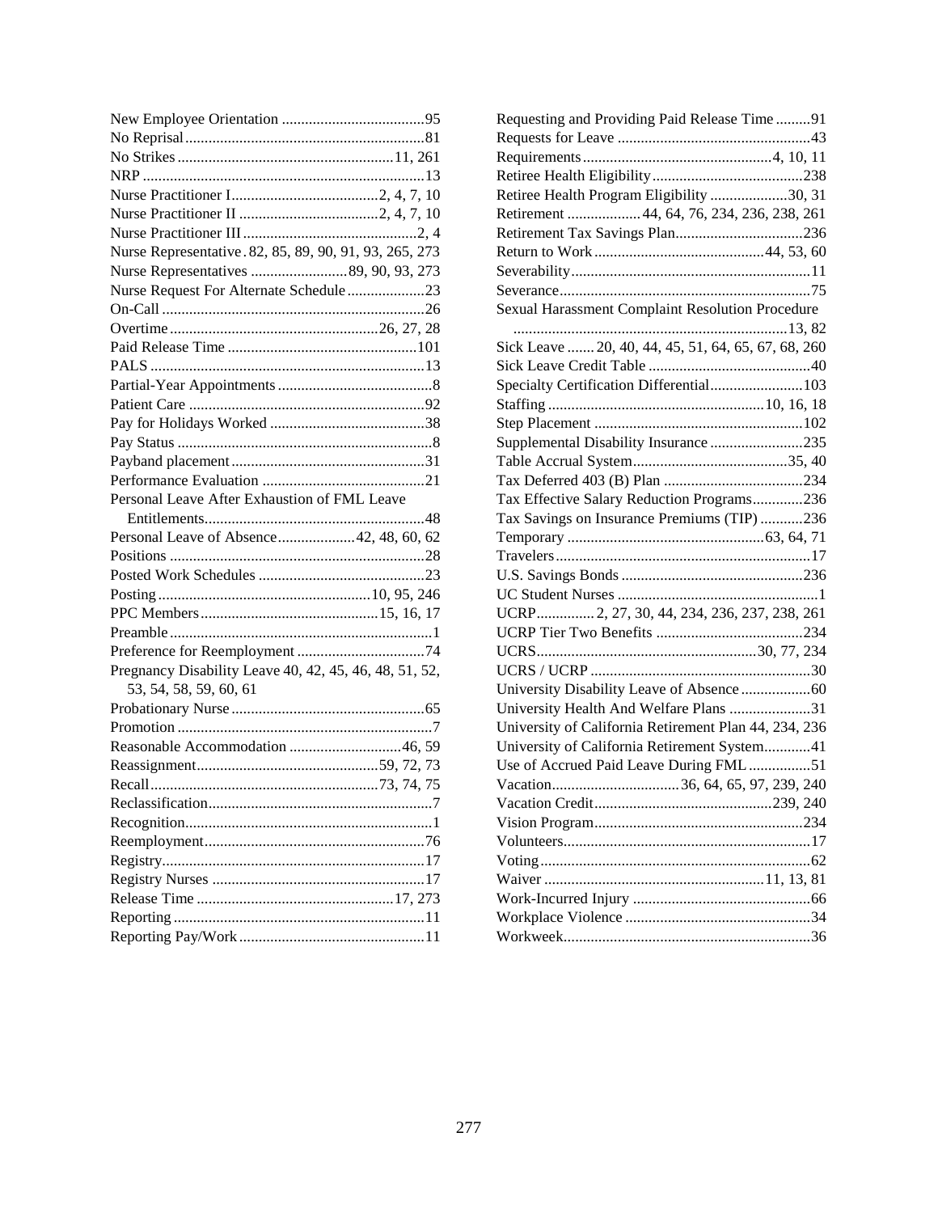New Employee Orientation .....................................95
No Reprisal.............................................................81
No Strikes .......................................................11, 261
NRP ........................................................................13
Nurse Practitioner I......................................2, 4, 7, 10
Nurse Practitioner II ....................................2, 4, 7, 10
Nurse Practitioner III .............................................2, 4
Nurse Representative . 82, 85, 89, 90, 91, 93, 265, 273
Nurse Representatives .........................89, 90, 93, 273
Nurse Request For Alternate Schedule ....................23
On-Call ...................................................................26
Overtime .....................................................26, 27, 28
Paid Release Time ................................................101
PALS ......................................................................13
Partial-Year Appointments .......................................8
Patient Care ............................................................92
Pay for Holidays Worked ........................................38
Pay Status .................................................................8
Payband placement .................................................31
Performance Evaluation ..........................................21
Personal Leave After Exhaustion of FML Leave Entitlements.........................................................48
Personal Leave of Absence....................42, 48, 60, 62
Positions .................................................................28
Posted Work Schedules ...........................................23
Posting ......................................................10, 95, 246
PPC Members .............................................15, 16, 17
Preamble ...................................................................1
Preference for Reemployment .................................74
Pregnancy Disability Leave 40, 42, 45, 46, 48, 51, 52, 53, 54, 58, 59, 60, 61
Probationary Nurse .................................................65
Promotion .................................................................7
Reasonable Accommodation .............................46, 59
Reassignment...............................................59, 72, 73
Recall ...........................................................73, 74, 75
Reclassification.........................................................7
Recognition...............................................................1
Reemployment........................................................76
Registry...................................................................17
Registry Nurses .......................................................17
Release Time ...................................................17, 273
Reporting ................................................................11
Reporting Pay/Work ................................................11
Requesting and Providing Paid Release Time .........91
Requests for Leave ..................................................43
Requirements ................................................4, 10, 11
Retiree Health Eligibility .......................................238
Retiree Health Program Eligibility ....................30, 31
Retirement ................... 44, 64, 76, 234, 236, 238, 261
Retirement Tax Savings Plan.................................236
Return to Work ............................................44, 53, 60
Severability .............................................................11
Severance ................................................................75
Sexual Harassment Complaint Resolution Procedure ......................................................................13, 82
Sick Leave ....... 20, 40, 44, 45, 51, 64, 65, 67, 68, 260
Sick Leave Credit Table ..........................................40
Specialty Certification Differential........................103
Staffing ........................................................10, 16, 18
Step Placement ......................................................102
Supplemental Disability Insurance ........................235
Table Accrual System........................................35, 40
Tax Deferred 403 (B) Plan ....................................234
Tax Effective Salary Reduction Programs.............236
Tax Savings on Insurance Premiums (TIP) ...........236
Temporary ..................................................63, 64, 71
Travelers .................................................................17
U.S. Savings Bonds ...............................................236
UC Student Nurses ....................................................1
UCRP.............. 2, 27, 30, 44, 234, 236, 237, 238, 261
UCRP Tier Two Benefits ......................................234
UCRS........................................................30, 77, 234
UCRS / UCRP .........................................................30
University Disability Leave of Absence ..................60
University Health And Welfare Plans .....................31
University of California Retirement Plan 44, 234, 236
University of California Retirement System............41
Use of Accrued Paid Leave During FML ................51
Vacation.................................36, 64, 65, 97, 239, 240
Vacation Credit .............................................239, 240
Vision Program......................................................234
Volunteers...............................................................17
Voting .....................................................................62
Waiver ........................................................11, 13, 81
Work-Incurred Injury ..............................................66
Workplace Violence ................................................34
Workweek................................................................36